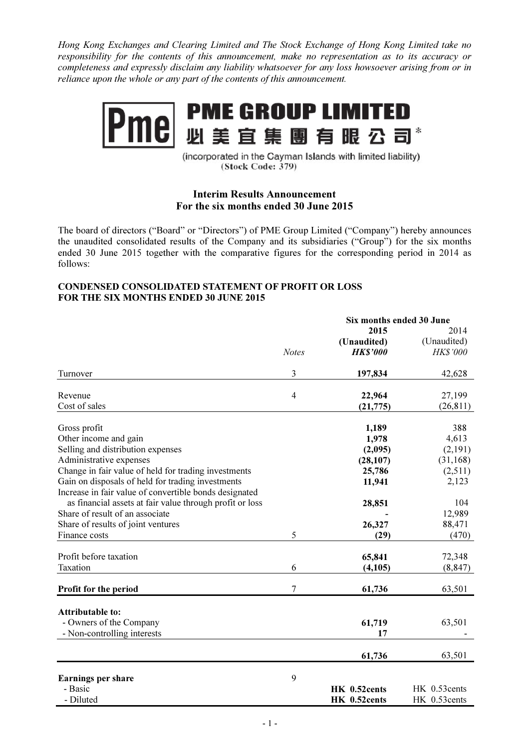*Hong Kong Exchanges and Clearing Limited and The Stock Exchange of Hong Kong Limited take no responsibility for the contents of this announcement, make no representation as to its accuracy or completeness and expressly disclaim any liability whatsoever for any loss howsoever arising from or in reliance upon the whole or any part of the contents of this announcement.*

# PME GROUP LIMITED
# 必美宜集團有限公司*

(incorporated in the Cayman Islands with limited liability)
(Stock Code: 379)

## Interim Results Announcement
## For the six months ended 30 June 2015

The board of directors ("Board" or "Directors") of PME Group Limited ("Company") hereby announces the unaudited consolidated results of the Company and its subsidiaries ("Group") for the six months ended 30 June 2015 together with the comparative figures for the corresponding period in 2014 as follows:

### CONDENSED CONSOLIDATED STATEMENT OF PROFIT OR LOSS FOR THE SIX MONTHS ENDED 30 JUNE 2015

| | | Six months ended 30 June | |
|---|---|---|---|
| | | **2015** | 2014 |
| | | **(Unaudited)** | (Unaudited) |
| | *Notes* | ***HK$'000*** | *HK$'000* |
| Turnover | 3 | **197,834** | 42,628 |
| Revenue | 4 | **22,964** | 27,199 |
| Cost of sales | | **(21,775)** | (26,811) |
| Gross profit | | **1,189** | 388 |
| Other income and gain | | **1,978** | 4,613 |
| Selling and distribution expenses | | **(2,095)** | (2,191) |
| Administrative expenses | | **(28,107)** | (31,168) |
| Change in fair value of held for trading investments | | **25,786** | (2,511) |
| Gain on disposals of held for trading investments | | **11,941** | 2,123 |
| Increase in fair value of convertible bonds designated as financial assets at fair value through profit or loss | | **28,851** | 104 |
| Share of result of an associate | | **-** | 12,989 |
| Share of results of joint ventures | | **26,327** | 88,471 |
| Finance costs | 5 | **(29)** | (470) |
| Profit before taxation | | **65,841** | 72,348 |
| Taxation | 6 | **(4,105)** | (8,847) |
| **Profit for the period** | 7 | **61,736** | 63,501 |
| **Attributable to:** | | | |
| - Owners of the Company | | **61,719** | 63,501 |
| - Non-controlling interests | | **17** | - |
| | | **61,736** | 63,501 |
| **Earnings per share** | 9 | | |
| - Basic | | **HK 0.52cents** | HK 0.53cents |
| - Diluted | | **HK 0.52cents** | HK 0.53cents |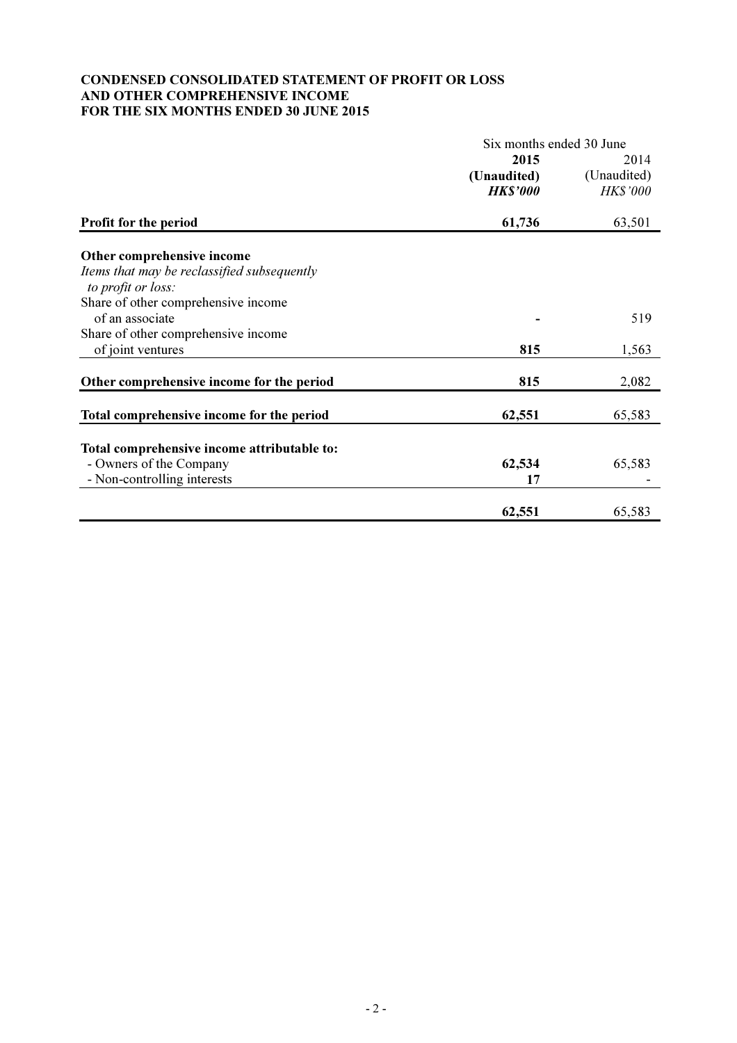# CONDENSED CONSOLIDATED STATEMENT OF PROFIT OR LOSS AND OTHER COMPREHENSIVE INCOME FOR THE SIX MONTHS ENDED 30 JUNE 2015

| | Six months ended 30 June | |
|---|---|---|
| | **2015** | 2014 |
| | **(Unaudited)** | (Unaudited) |
| | ***HK$'000*** | *HK$'000* |
| **Profit for the period** | **61,736** | 63,501 |
| **Other comprehensive income** | | |
| *Items that may be reclassified subsequently to profit or loss:* | | |
| Share of other comprehensive income of an associate | **-** | 519 |
| Share of other comprehensive income of joint ventures | **815** | 1,563 |
| **Other comprehensive income for the period** | **815** | 2,082 |
| **Total comprehensive income for the period** | **62,551** | 65,583 |
| **Total comprehensive income attributable to:** | | |
| - Owners of the Company | **62,534** | 65,583 |
| - Non-controlling interests | **17** | - |
| | **62,551** | 65,583 |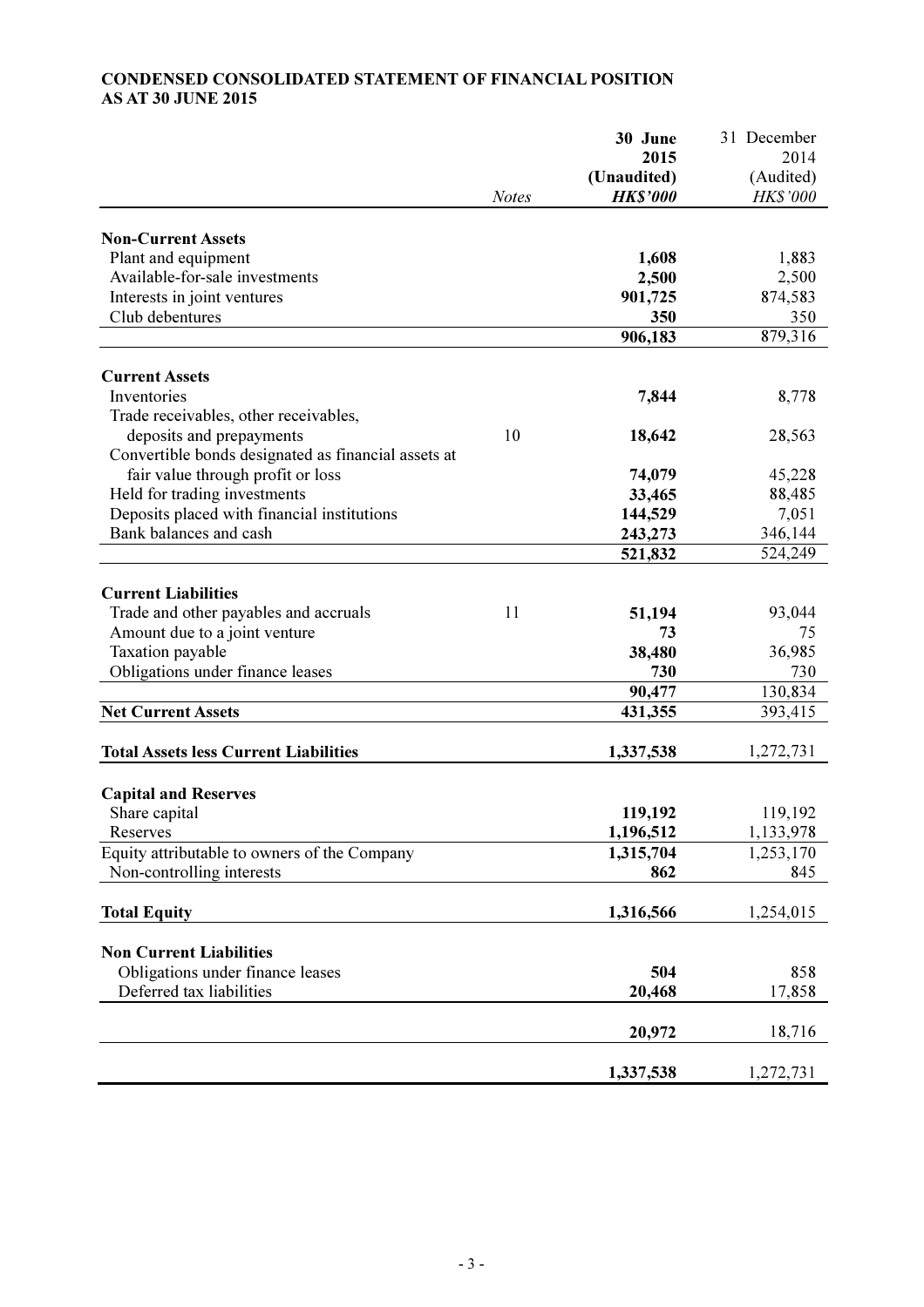**CONDENSED CONSOLIDATED STATEMENT OF FINANCIAL POSITION**
**AS AT 30 JUNE 2015**

| | *Notes* | **30 June 2015 (Unaudited)** ***HK$'000*** | 31 December 2014 (Audited) *HK$'000* |
|---|---|---|---|
| **Non-Current Assets** | | | |
| Plant and equipment | | **1,608** | 1,883 |
| Available-for-sale investments | | **2,500** | 2,500 |
| Interests in joint ventures | | **901,725** | 874,583 |
| Club debentures | | **350** | 350 |
| | | **906,183** | 879,316 |
| **Current Assets** | | | |
| Inventories | | **7,844** | 8,778 |
| Trade receivables, other receivables, deposits and prepayments | 10 | **18,642** | 28,563 |
| Convertible bonds designated as financial assets at fair value through profit or loss | | **74,079** | 45,228 |
| Held for trading investments | | **33,465** | 88,485 |
| Deposits placed with financial institutions | | **144,529** | 7,051 |
| Bank balances and cash | | **243,273** | 346,144 |
| | | **521,832** | 524,249 |
| **Current Liabilities** | | | |
| Trade and other payables and accruals | 11 | **51,194** | 93,044 |
| Amount due to a joint venture | | **73** | 75 |
| Taxation payable | | **38,480** | 36,985 |
| Obligations under finance leases | | **730** | 730 |
| | | **90,477** | 130,834 |
| **Net Current Assets** | | **431,355** | 393,415 |
| **Total Assets less Current Liabilities** | | **1,337,538** | 1,272,731 |
| **Capital and Reserves** | | | |
| Share capital | | **119,192** | 119,192 |
| Reserves | | **1,196,512** | 1,133,978 |
| Equity attributable to owners of the Company | | **1,315,704** | 1,253,170 |
| Non-controlling interests | | **862** | 845 |
| **Total Equity** | | **1,316,566** | 1,254,015 |
| **Non Current Liabilities** | | | |
| Obligations under finance leases | | **504** | 858 |
| Deferred tax liabilities | | **20,468** | 17,858 |
| | | **20,972** | 18,716 |
| | | **1,337,538** | 1,272,731 |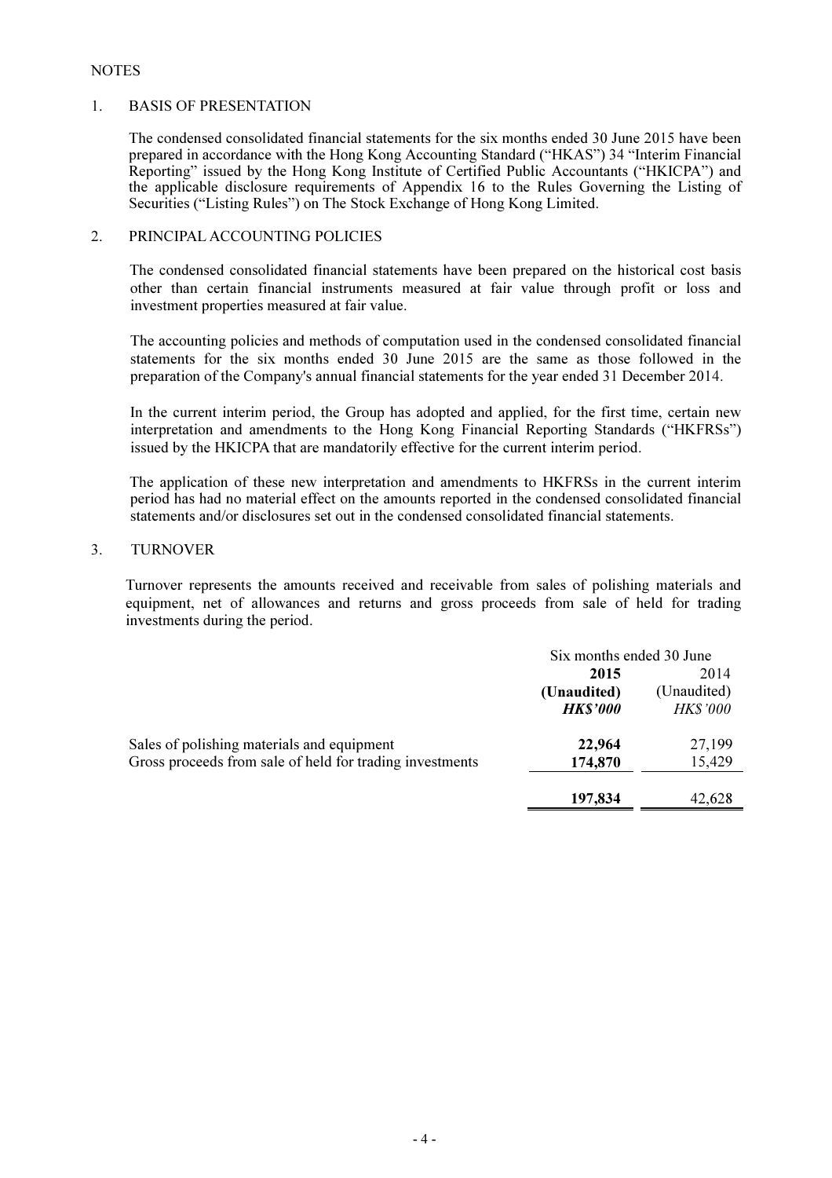NOTES

## 1. BASIS OF PRESENTATION

The condensed consolidated financial statements for the six months ended 30 June 2015 have been prepared in accordance with the Hong Kong Accounting Standard ("HKAS") 34 "Interim Financial Reporting" issued by the Hong Kong Institute of Certified Public Accountants ("HKICPA") and the applicable disclosure requirements of Appendix 16 to the Rules Governing the Listing of Securities ("Listing Rules") on The Stock Exchange of Hong Kong Limited.

## 2. PRINCIPAL ACCOUNTING POLICIES

The condensed consolidated financial statements have been prepared on the historical cost basis other than certain financial instruments measured at fair value through profit or loss and investment properties measured at fair value.

The accounting policies and methods of computation used in the condensed consolidated financial statements for the six months ended 30 June 2015 are the same as those followed in the preparation of the Company's annual financial statements for the year ended 31 December 2014.

In the current interim period, the Group has adopted and applied, for the first time, certain new interpretation and amendments to the Hong Kong Financial Reporting Standards ("HKFRSs") issued by the HKICPA that are mandatorily effective for the current interim period.

The application of these new interpretation and amendments to HKFRSs in the current interim period has had no material effect on the amounts reported in the condensed consolidated financial statements and/or disclosures set out in the condensed consolidated financial statements.

## 3. TURNOVER

Turnover represents the amounts received and receivable from sales of polishing materials and equipment, net of allowances and returns and gross proceeds from sale of held for trading investments during the period.

| | Six months ended 30 June | |
|---|---|---|
| | **2015** | 2014 |
| | **(Unaudited)** | (Unaudited) |
| | ***HK$'000*** | *HK$'000* |
| Sales of polishing materials and equipment | **22,964** | 27,199 |
| Gross proceeds from sale of held for trading investments | **174,870** | 15,429 |
| | **197,834** | 42,628 |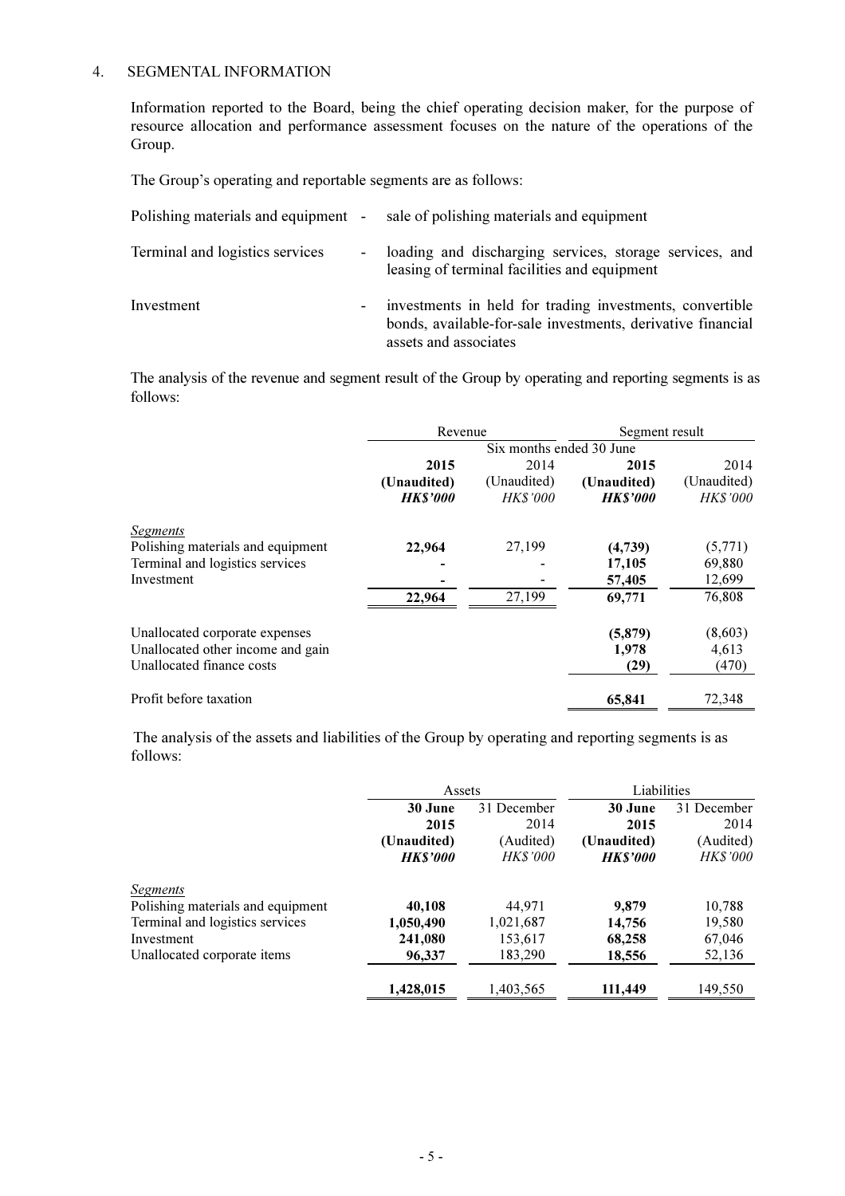## 4. SEGMENTAL INFORMATION

Information reported to the Board, being the chief operating decision maker, for the purpose of resource allocation and performance assessment focuses on the nature of the operations of the Group.

The Group's operating and reportable segments are as follows:

| | | |
|---|---|---|
| Polishing materials and equipment | - | sale of polishing materials and equipment |
| Terminal and logistics services | - | loading and discharging services, storage services, and leasing of terminal facilities and equipment |
| Investment | - | investments in held for trading investments, convertible bonds, available-for-sale investments, derivative financial assets and associates |

The analysis of the revenue and segment result of the Group by operating and reporting segments is as follows:

| | Revenue | | Segment result | |
|---|---|---|---|---|
| | Six months ended 30 June | | | |
| | **2015** | 2014 | **2015** | 2014 |
| | **(Unaudited)** | (Unaudited) | **(Unaudited)** | (Unaudited) |
| | ***HK$'000*** | *HK$'000* | ***HK$'000*** | *HK$'000* |
| *Segments* | | | | |
| Polishing materials and equipment | **22,964** | 27,199 | **(4,739)** | (5,771) |
| Terminal and logistics services | **-** | - | **17,105** | 69,880 |
| Investment | **-** | - | **57,405** | 12,699 |
| | **22,964** | 27,199 | **69,771** | 76,808 |
| Unallocated corporate expenses | | | **(5,879)** | (8,603) |
| Unallocated other income and gain | | | **1,978** | 4,613 |
| Unallocated finance costs | | | **(29)** | (470) |
| Profit before taxation | | | **65,841** | 72,348 |

The analysis of the assets and liabilities of the Group by operating and reporting segments is as follows:

| | Assets | | Liabilities | |
|---|---|---|---|---|
| | **30 June 2015** | 31 December 2014 | **30 June 2015** | 31 December 2014 |
| | **(Unaudited)** | (Audited) | **(Unaudited)** | (Audited) |
| | ***HK$'000*** | *HK$'000* | ***HK$'000*** | *HK$'000* |
| *Segments* | | | | |
| Polishing materials and equipment | **40,108** | 44,971 | **9,879** | 10,788 |
| Terminal and logistics services | **1,050,490** | 1,021,687 | **14,756** | 19,580 |
| Investment | **241,080** | 153,617 | **68,258** | 67,046 |
| Unallocated corporate items | **96,337** | 183,290 | **18,556** | 52,136 |
| | **1,428,015** | 1,403,565 | **111,449** | 149,550 |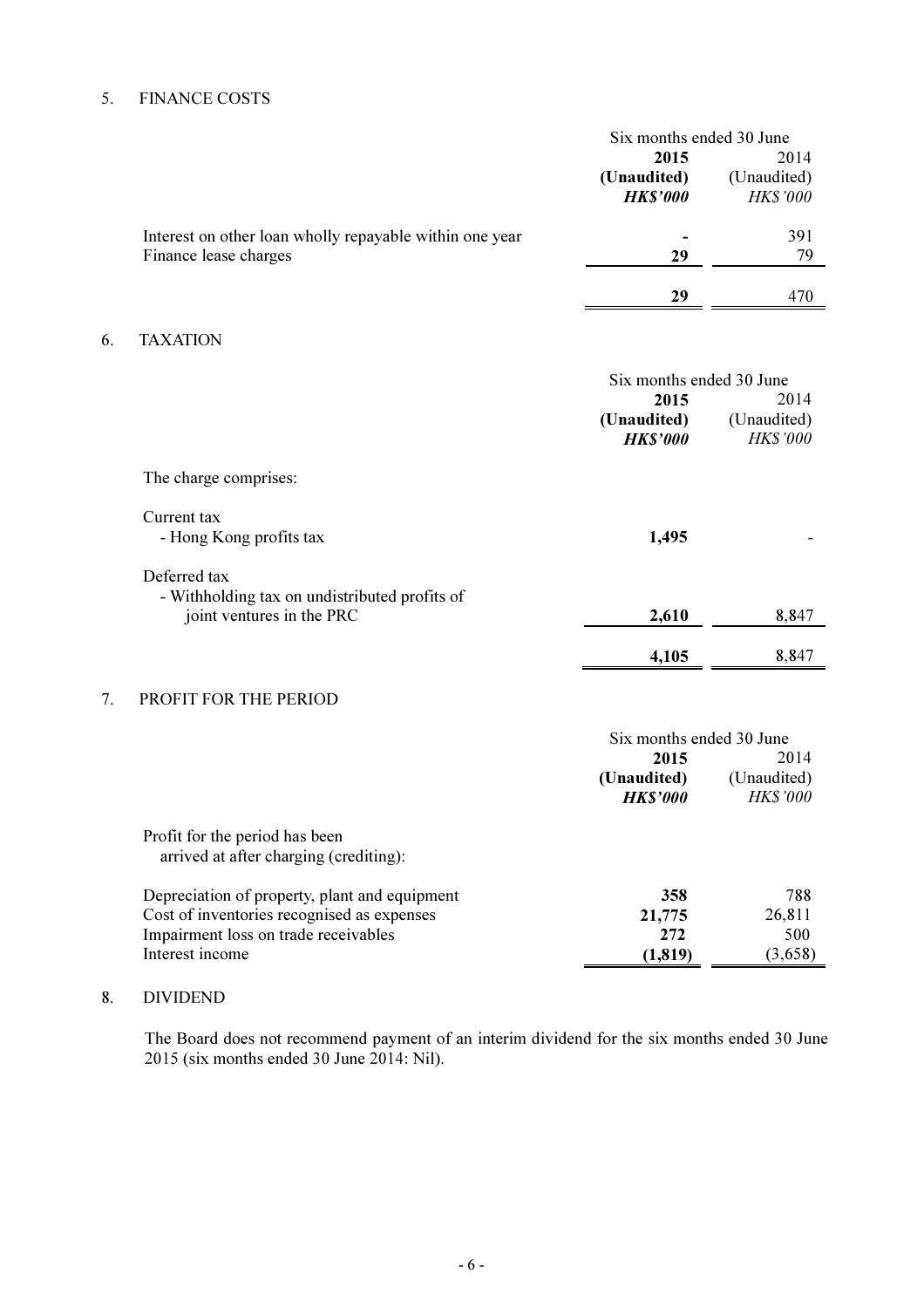## 5. FINANCE COSTS

| | Six months ended 30 June | |
|---|---|---|
| | **2015** | 2014 |
| | **(Unaudited)** | (Unaudited) |
| | ***HK$'000*** | *HK$'000* |
| Interest on other loan wholly repayable within one year | **-** | 391 |
| Finance lease charges | **29** | 79 |
| | **29** | 470 |

## 6. TAXATION

| | Six months ended 30 June | |
|---|---|---|
| | **2015** | 2014 |
| | **(Unaudited)** | (Unaudited) |
| | ***HK$'000*** | *HK$'000* |
| The charge comprises: | | |
| Current tax | | |
| - Hong Kong profits tax | **1,495** | - |
| Deferred tax | | |
| - Withholding tax on undistributed profits of joint ventures in the PRC | **2,610** | 8,847 |
| | **4,105** | 8,847 |

## 7. PROFIT FOR THE PERIOD

| | Six months ended 30 June | |
|---|---|---|
| | **2015** | 2014 |
| | **(Unaudited)** | (Unaudited) |
| | ***HK$'000*** | *HK$'000* |
| Profit for the period has been arrived at after charging (crediting): | | |
| Depreciation of property, plant and equipment | **358** | 788 |
| Cost of inventories recognised as expenses | **21,775** | 26,811 |
| Impairment loss on trade receivables | **272** | 500 |
| Interest income | **(1,819)** | (3,658) |

## 8. DIVIDEND

The Board does not recommend payment of an interim dividend for the six months ended 30 June 2015 (six months ended 30 June 2014: Nil).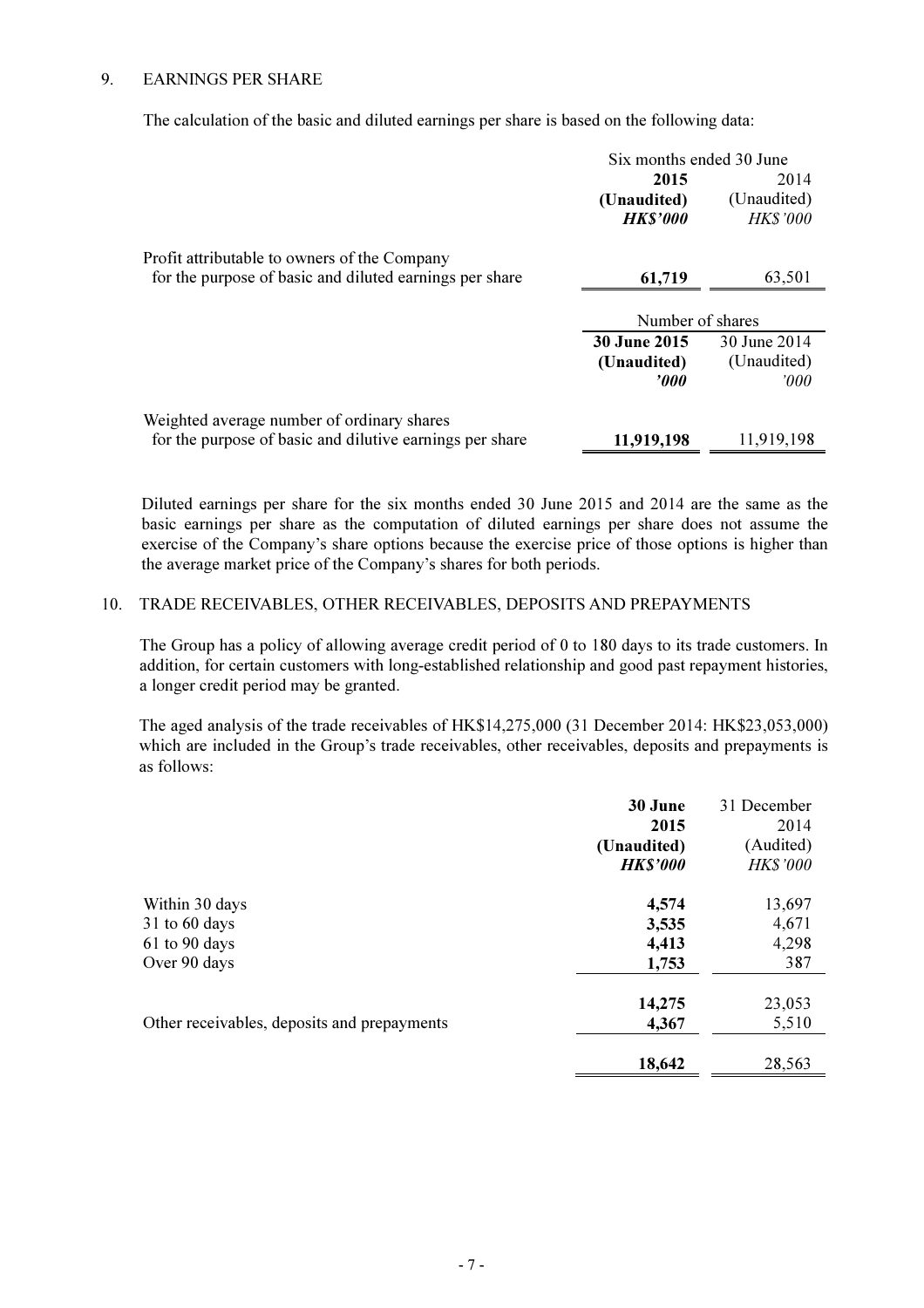## 9. EARNINGS PER SHARE

The calculation of the basic and diluted earnings per share is based on the following data:

| | Six months ended 30 June | |
|---|---|---|
| | **2015** | 2014 |
| | **(Unaudited)** | (Unaudited) |
| | ***HK$'000*** | *HK$'000* |
| Profit attributable to owners of the Company for the purpose of basic and diluted earnings per share | **61,719** | 63,501 |

| | Number of shares | |
|---|---|---|
| | **30 June 2015** | 30 June 2014 |
| | **(Unaudited)** | (Unaudited) |
| | ***'000*** | *'000* |
| Weighted average number of ordinary shares for the purpose of basic and dilutive earnings per share | **11,919,198** | 11,919,198 |

Diluted earnings per share for the six months ended 30 June 2015 and 2014 are the same as the basic earnings per share as the computation of diluted earnings per share does not assume the exercise of the Company's share options because the exercise price of those options is higher than the average market price of the Company's shares for both periods.

## 10. TRADE RECEIVABLES, OTHER RECEIVABLES, DEPOSITS AND PREPAYMENTS

The Group has a policy of allowing average credit period of 0 to 180 days to its trade customers. In addition, for certain customers with long-established relationship and good past repayment histories, a longer credit period may be granted.

The aged analysis of the trade receivables of HK$14,275,000 (31 December 2014: HK$23,053,000) which are included in the Group's trade receivables, other receivables, deposits and prepayments is as follows:

| | **30 June 2015** | 31 December 2014 |
|---|---|---|
| | **(Unaudited)** | (Audited) |
| | ***HK$'000*** | *HK$'000* |
| Within 30 days | **4,574** | 13,697 |
| 31 to 60 days | **3,535** | 4,671 |
| 61 to 90 days | **4,413** | 4,298 |
| Over 90 days | **1,753** | 387 |
| | **14,275** | 23,053 |
| Other receivables, deposits and prepayments | **4,367** | 5,510 |
| | **18,642** | 28,563 |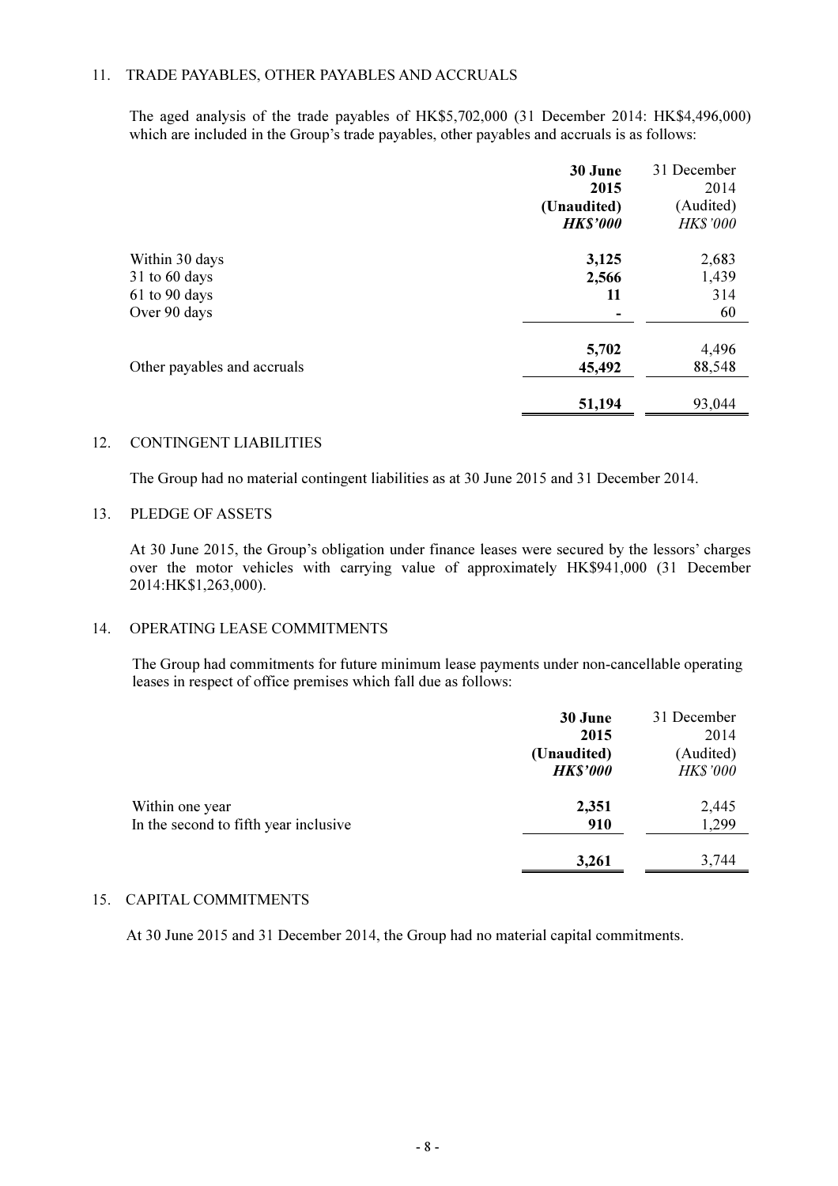## 11. TRADE PAYABLES, OTHER PAYABLES AND ACCRUALS

The aged analysis of the trade payables of HK$5,702,000 (31 December 2014: HK$4,496,000) which are included in the Group's trade payables, other payables and accruals is as follows:

| | **30 June 2015 (Unaudited) *HK$'000*** | 31 December 2014 (Audited) *HK$'000* |
|---|---|---|
| Within 30 days | **3,125** | 2,683 |
| 31 to 60 days | **2,566** | 1,439 |
| 61 to 90 days | **11** | 314 |
| Over 90 days | **-** | 60 |
| | **5,702** | 4,496 |
| Other payables and accruals | **45,492** | 88,548 |
| | **51,194** | 93,044 |

## 12. CONTINGENT LIABILITIES

The Group had no material contingent liabilities as at 30 June 2015 and 31 December 2014.

## 13. PLEDGE OF ASSETS

At 30 June 2015, the Group's obligation under finance leases were secured by the lessors' charges over the motor vehicles with carrying value of approximately HK$941,000 (31 December 2014:HK$1,263,000).

## 14. OPERATING LEASE COMMITMENTS

The Group had commitments for future minimum lease payments under non-cancellable operating leases in respect of office premises which fall due as follows:

| | **30 June 2015 (Unaudited) *HK$'000*** | 31 December 2014 (Audited) *HK$'000* |
|---|---|---|
| Within one year | **2,351** | 2,445 |
| In the second to fifth year inclusive | **910** | 1,299 |
| | **3,261** | 3,744 |

## 15. CAPITAL COMMITMENTS

At 30 June 2015 and 31 December 2014, the Group had no material capital commitments.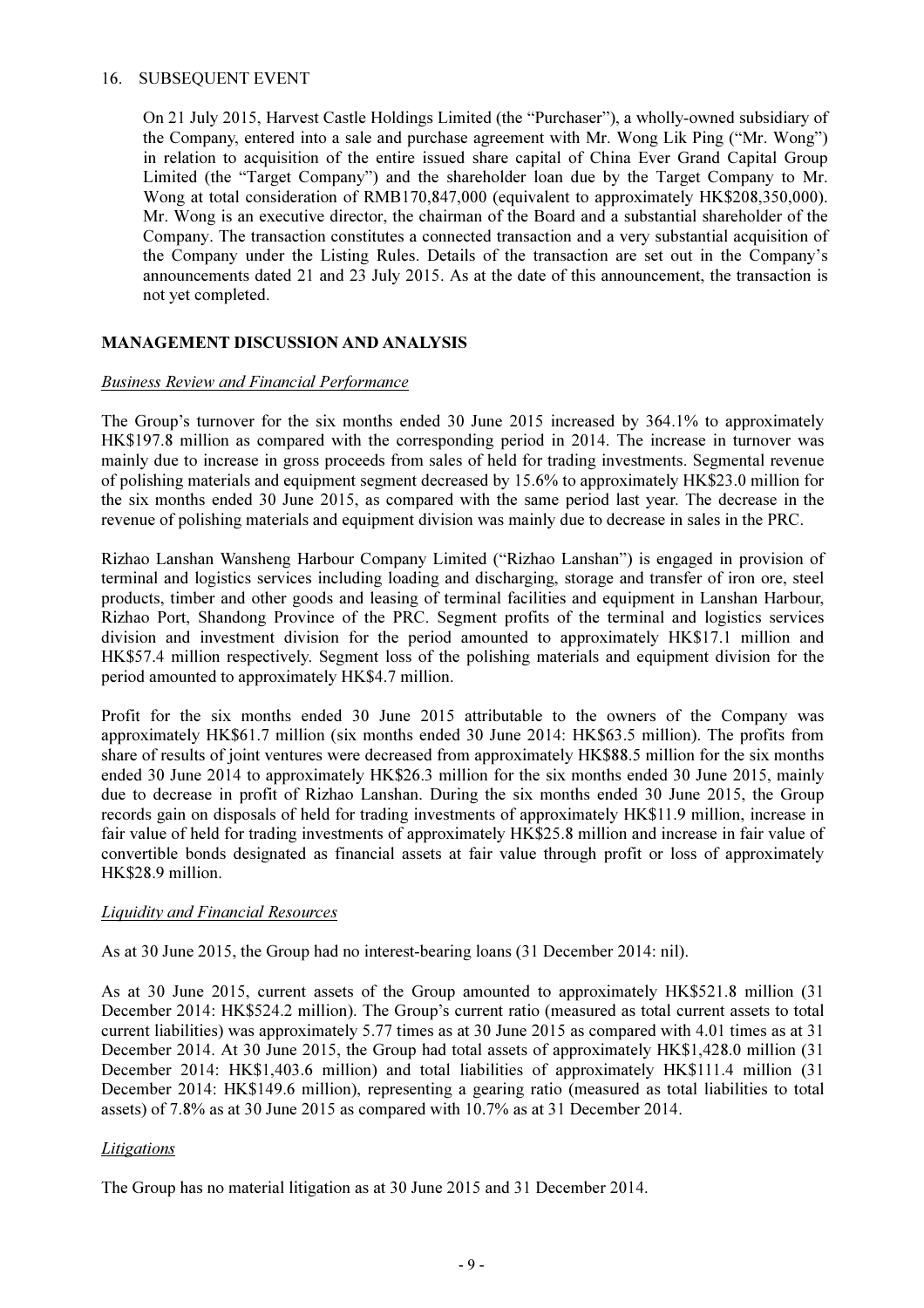16. SUBSEQUENT EVENT

On 21 July 2015, Harvest Castle Holdings Limited (the "Purchaser"), a wholly-owned subsidiary of the Company, entered into a sale and purchase agreement with Mr. Wong Lik Ping ("Mr. Wong") in relation to acquisition of the entire issued share capital of China Ever Grand Capital Group Limited (the "Target Company") and the shareholder loan due by the Target Company to Mr. Wong at total consideration of RMB170,847,000 (equivalent to approximately HK$208,350,000). Mr. Wong is an executive director, the chairman of the Board and a substantial shareholder of the Company. The transaction constitutes a connected transaction and a very substantial acquisition of the Company under the Listing Rules. Details of the transaction are set out in the Company's announcements dated 21 and 23 July 2015. As at the date of this announcement, the transaction is not yet completed.

## MANAGEMENT DISCUSSION AND ANALYSIS

### Business Review and Financial Performance

The Group's turnover for the six months ended 30 June 2015 increased by 364.1% to approximately HK$197.8 million as compared with the corresponding period in 2014. The increase in turnover was mainly due to increase in gross proceeds from sales of held for trading investments. Segmental revenue of polishing materials and equipment segment decreased by 15.6% to approximately HK$23.0 million for the six months ended 30 June 2015, as compared with the same period last year. The decrease in the revenue of polishing materials and equipment division was mainly due to decrease in sales in the PRC.

Rizhao Lanshan Wansheng Harbour Company Limited ("Rizhao Lanshan") is engaged in provision of terminal and logistics services including loading and discharging, storage and transfer of iron ore, steel products, timber and other goods and leasing of terminal facilities and equipment in Lanshan Harbour, Rizhao Port, Shandong Province of the PRC. Segment profits of the terminal and logistics services division and investment division for the period amounted to approximately HK$17.1 million and HK$57.4 million respectively. Segment loss of the polishing materials and equipment division for the period amounted to approximately HK$4.7 million.

Profit for the six months ended 30 June 2015 attributable to the owners of the Company was approximately HK$61.7 million (six months ended 30 June 2014: HK$63.5 million). The profits from share of results of joint ventures were decreased from approximately HK$88.5 million for the six months ended 30 June 2014 to approximately HK$26.3 million for the six months ended 30 June 2015, mainly due to decrease in profit of Rizhao Lanshan. During the six months ended 30 June 2015, the Group records gain on disposals of held for trading investments of approximately HK$11.9 million, increase in fair value of held for trading investments of approximately HK$25.8 million and increase in fair value of convertible bonds designated as financial assets at fair value through profit or loss of approximately HK$28.9 million.

### Liquidity and Financial Resources

As at 30 June 2015, the Group had no interest-bearing loans (31 December 2014: nil).

As at 30 June 2015, current assets of the Group amounted to approximately HK$521.8 million (31 December 2014: HK$524.2 million). The Group's current ratio (measured as total current assets to total current liabilities) was approximately 5.77 times as at 30 June 2015 as compared with 4.01 times as at 31 December 2014. At 30 June 2015, the Group had total assets of approximately HK$1,428.0 million (31 December 2014: HK$1,403.6 million) and total liabilities of approximately HK$111.4 million (31 December 2014: HK$149.6 million), representing a gearing ratio (measured as total liabilities to total assets) of 7.8% as at 30 June 2015 as compared with 10.7% as at 31 December 2014.

### Litigations

The Group has no material litigation as at 30 June 2015 and 31 December 2014.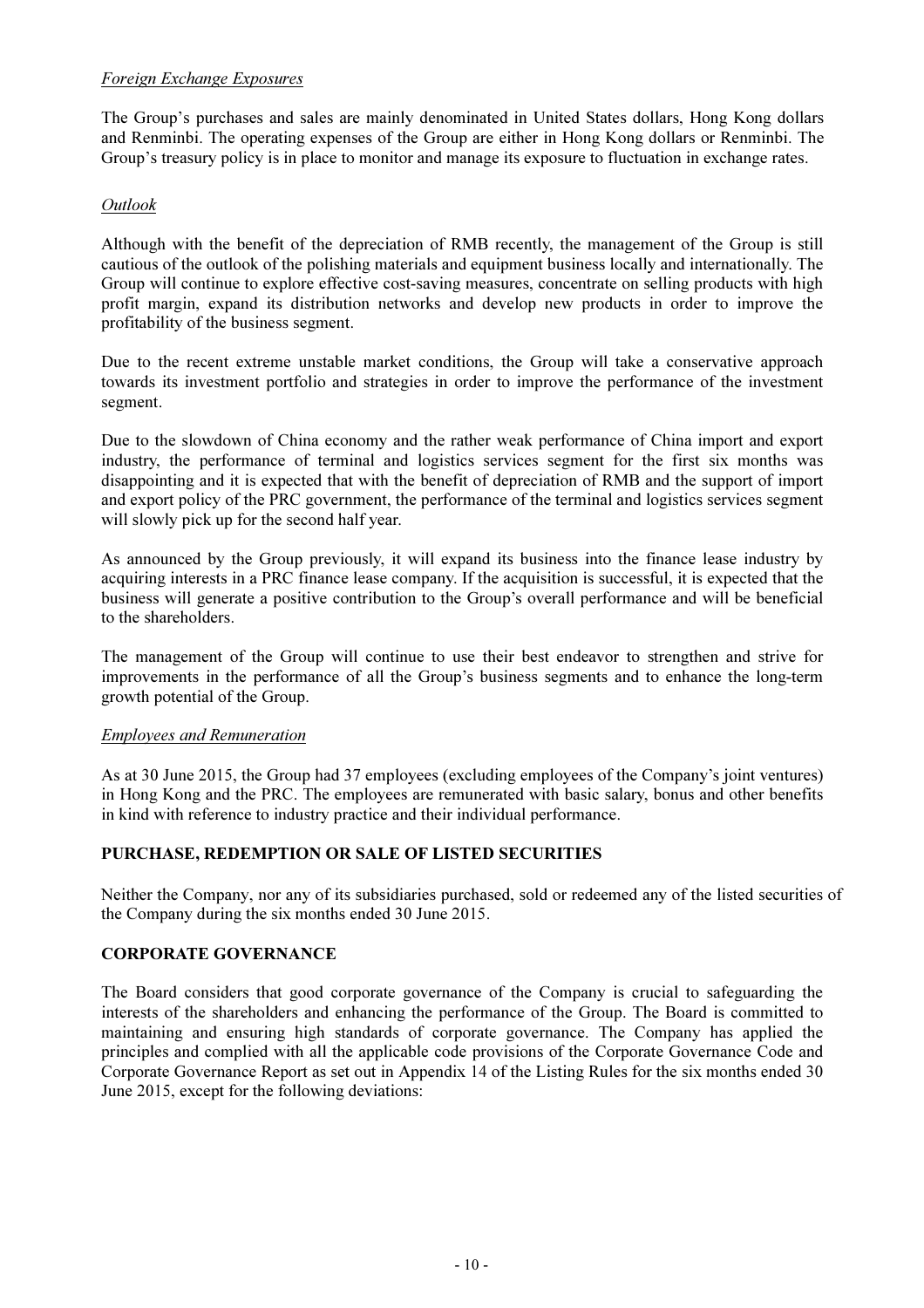*Foreign Exchange Exposures*

The Group's purchases and sales are mainly denominated in United States dollars, Hong Kong dollars and Renminbi. The operating expenses of the Group are either in Hong Kong dollars or Renminbi. The Group's treasury policy is in place to monitor and manage its exposure to fluctuation in exchange rates.

*Outlook*

Although with the benefit of the depreciation of RMB recently, the management of the Group is still cautious of the outlook of the polishing materials and equipment business locally and internationally. The Group will continue to explore effective cost-saving measures, concentrate on selling products with high profit margin, expand its distribution networks and develop new products in order to improve the profitability of the business segment.

Due to the recent extreme unstable market conditions, the Group will take a conservative approach towards its investment portfolio and strategies in order to improve the performance of the investment segment.

Due to the slowdown of China economy and the rather weak performance of China import and export industry, the performance of terminal and logistics services segment for the first six months was disappointing and it is expected that with the benefit of depreciation of RMB and the support of import and export policy of the PRC government, the performance of the terminal and logistics services segment will slowly pick up for the second half year.

As announced by the Group previously, it will expand its business into the finance lease industry by acquiring interests in a PRC finance lease company. If the acquisition is successful, it is expected that the business will generate a positive contribution to the Group's overall performance and will be beneficial to the shareholders.

The management of the Group will continue to use their best endeavor to strengthen and strive for improvements in the performance of all the Group's business segments and to enhance the long-term growth potential of the Group.

*Employees and Remuneration*

As at 30 June 2015, the Group had 37 employees (excluding employees of the Company's joint ventures) in Hong Kong and the PRC. The employees are remunerated with basic salary, bonus and other benefits in kind with reference to industry practice and their individual performance.

**PURCHASE, REDEMPTION OR SALE OF LISTED SECURITIES**

Neither the Company, nor any of its subsidiaries purchased, sold or redeemed any of the listed securities of the Company during the six months ended 30 June 2015.

**CORPORATE GOVERNANCE**

The Board considers that good corporate governance of the Company is crucial to safeguarding the interests of the shareholders and enhancing the performance of the Group. The Board is committed to maintaining and ensuring high standards of corporate governance. The Company has applied the principles and complied with all the applicable code provisions of the Corporate Governance Code and Corporate Governance Report as set out in Appendix 14 of the Listing Rules for the six months ended 30 June 2015, except for the following deviations: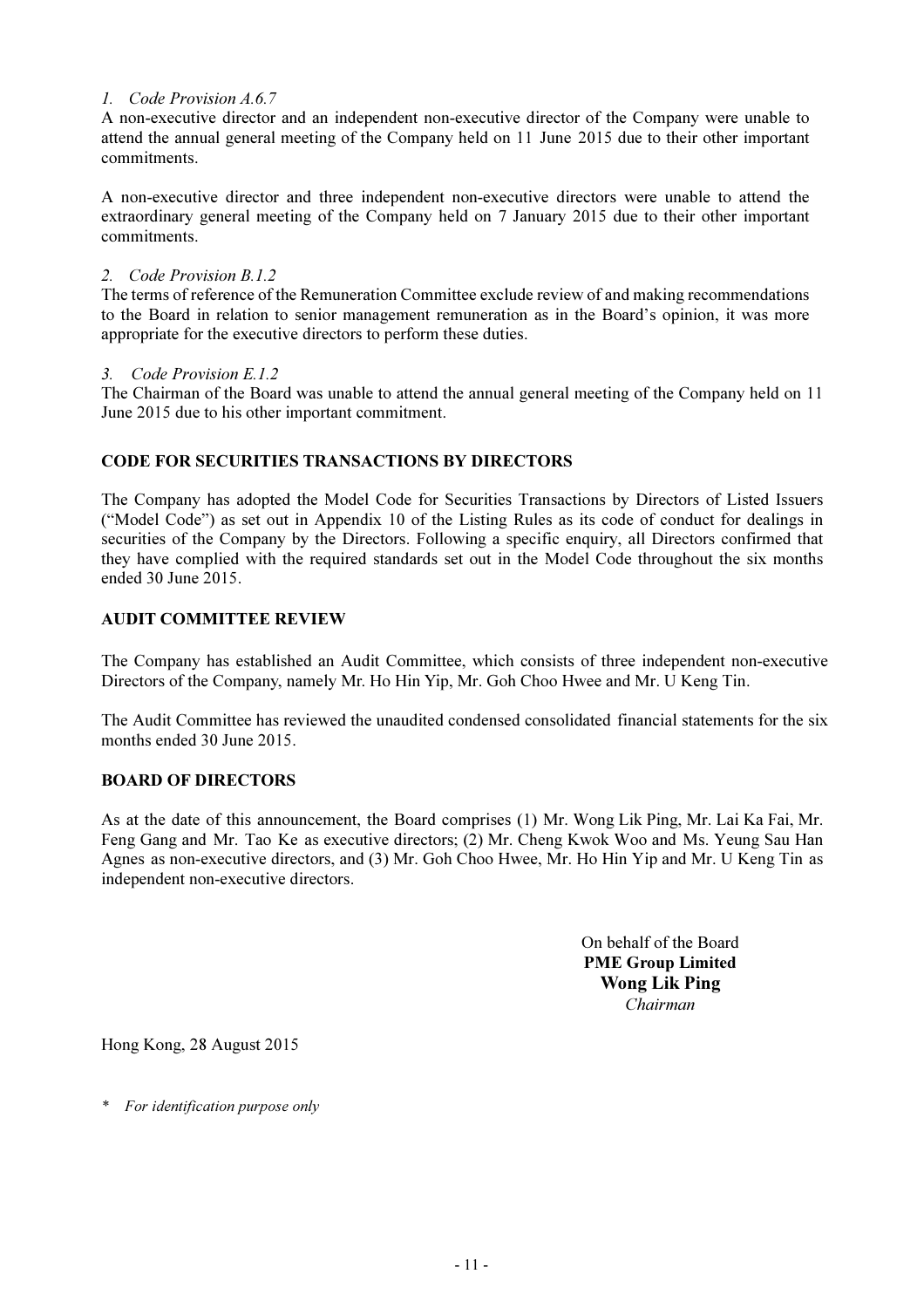*1. Code Provision A.6.7*

A non-executive director and an independent non-executive director of the Company were unable to attend the annual general meeting of the Company held on 11 June 2015 due to their other important commitments.

A non-executive director and three independent non-executive directors were unable to attend the extraordinary general meeting of the Company held on 7 January 2015 due to their other important commitments.

*2. Code Provision B.1.2*

The terms of reference of the Remuneration Committee exclude review of and making recommendations to the Board in relation to senior management remuneration as in the Board's opinion, it was more appropriate for the executive directors to perform these duties.

*3. Code Provision E.1.2*

The Chairman of the Board was unable to attend the annual general meeting of the Company held on 11 June 2015 due to his other important commitment.

**CODE FOR SECURITIES TRANSACTIONS BY DIRECTORS**

The Company has adopted the Model Code for Securities Transactions by Directors of Listed Issuers ("Model Code") as set out in Appendix 10 of the Listing Rules as its code of conduct for dealings in securities of the Company by the Directors. Following a specific enquiry, all Directors confirmed that they have complied with the required standards set out in the Model Code throughout the six months ended 30 June 2015.

**AUDIT COMMITTEE REVIEW**

The Company has established an Audit Committee, which consists of three independent non-executive Directors of the Company, namely Mr. Ho Hin Yip, Mr. Goh Choo Hwee and Mr. U Keng Tin.

The Audit Committee has reviewed the unaudited condensed consolidated financial statements for the six months ended 30 June 2015.

**BOARD OF DIRECTORS**

As at the date of this announcement, the Board comprises (1) Mr. Wong Lik Ping, Mr. Lai Ka Fai, Mr. Feng Gang and Mr. Tao Ke as executive directors; (2) Mr. Cheng Kwok Woo and Ms. Yeung Sau Han Agnes as non-executive directors, and (3) Mr. Goh Choo Hwee, Mr. Ho Hin Yip and Mr. U Keng Tin as independent non-executive directors.

On behalf of the Board
**PME Group Limited**
**Wong Lik Ping**
*Chairman*

Hong Kong, 28 August 2015

\* *For identification purpose only*